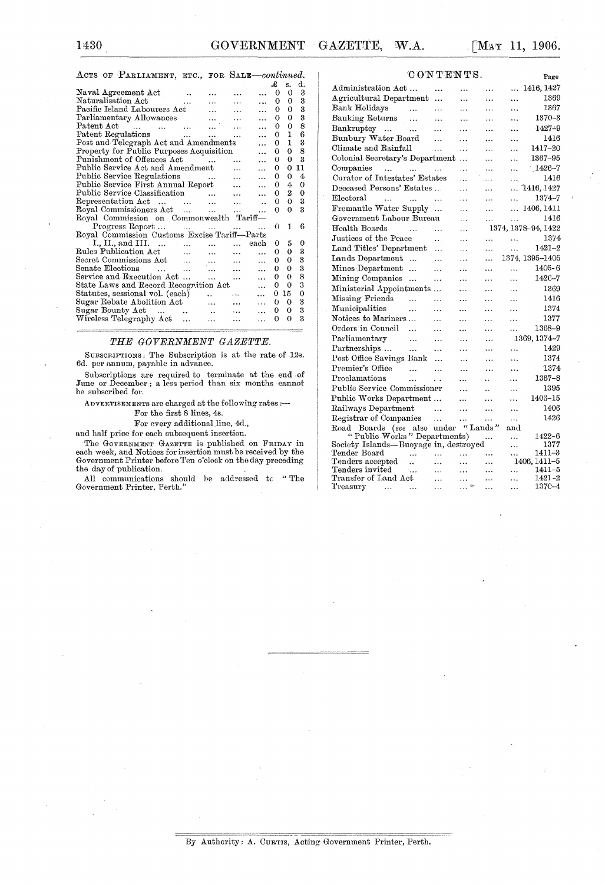ACTS OF PARLIAMENT, ETC., FOR SALE—*continued.*

| | £ | s. | d. |
|---|---|---|---|
| Naval Agreement Act | 0 | 0 | 3 |
| Naturalisation Act | 0 | 0 | 3 |
| Pacific Island Labourers Act | 0 | 0 | 3 |
| Parliamentary Allowances | 0 | 0 | 3 |
| Patent Act | 0 | 0 | 8 |
| Patent Regulations | 0 | 1 | 6 |
| Post and Telegraph Act and Amendments | 0 | 1 | 3 |
| Property for Public Purposes Acquisition | 0 | 0 | 8 |
| Punishment of Offences Act | 0 | 0 | 3 |
| Public Service Act and Amendment | 0 | 0 | 11 |
| Public Service Regulations | 0 | 0 | 4 |
| Public Service First Annual Report | 0 | 4 | 0 |
| Public Service Classification | 0 | 2 | 0 |
| Representation Act | 0 | 0 | 3 |
| Royal Commissioners Act | 0 | 0 | 3 |
| Royal Commission on Commonwealth Tariff—Progress Report | 0 | 1 | 6 |
| Royal Commission Customs Excise Tariff—Parts I., II., and III. ... each | 0 | 5 | 0 |
| Rules Publication Act | 0 | 0 | 3 |
| Secret Commissions Act | 0 | 0 | 3 |
| Senate Elections | 0 | 0 | 3 |
| Service and Execution Act | 0 | 0 | 8 |
| State Laws and Record Recognition Act | 0 | 0 | 3 |
| Statutes, sessional vol. (each) | 0 | 15 | 0 |
| Sugar Rebate Abolition Act | 0 | 0 | 3 |
| Sugar Bounty Act | 0 | 0 | 3 |
| Wireless Telegraphy Act | 0 | 0 | 3 |

## *THE GOVERNMENT GAZETTE.*

SUBSCRIPTIONS: The Subscription is at the rate of 12s. 6d. per annum, payable in advance.

Subscriptions are required to terminate at the end of June or December; a less period than six months cannot be subscribed for.

ADVERTISEMENTS are charged at the following rates:—

For the first 8 lines, 4s.

For every additional line, 4d.,

and half price for each subsequent insertion.

The GOVERNMENT GAZETTE is published on FRIDAY in each week, and Notices for insertion must be received by the Government Printer before Ten o'clock on the day preceding the day of publication.

All communications should be addressed to "The Government Printer, Perth."

## CONTENTS.

| | Page |
|---|---|
| Administration Act | 1416, 1427 |
| Agricultural Department | 1369 |
| Bank Holidays | 1367 |
| Banking Returns | 1370–3 |
| Bankruptcy | 1427–9 |
| Bunbury Water Board | 1416 |
| Climate and Rainfall | 1417–20 |
| Colonial Secretary's Department | 1367–95 |
| Companies | 1426–7 |
| Curator of Intestates' Estates | 1416 |
| Deceased Persons' Estates | 1416, 1427 |
| Electoral | 1374–7 |
| Fremantle Water Supply | 1406, 1411 |
| Government Labour Bureau | 1416 |
| Health Boards | 1374, 1378–94, 1422 |
| Justices of the Peace | 1374 |
| Land Titles' Department | 1421–2 |
| Lands Department | 1374, 1395–1405 |
| Mines Department | 1405–6 |
| Mining Companies | 1426–7 |
| Ministerial Appointments | 1369 |
| Missing Friends | 1416 |
| Municipalities | 1374 |
| Notices to Mariners | 1377 |
| Orders in Council | 1368–9 |
| Parliamentary | 1369, 1374–7 |
| Partnerships | 1429 |
| Post Office Savings Bank | 1374 |
| Premier's Office | 1374 |
| Proclamations | 1367–8 |
| Public Service Commissioner | 1395 |
| Public Works Department | 1406–15 |
| Railways Department | 1406 |
| Registrar of Companies | 1426 |
| Road Boards (*see* also under "Lands" and "Public Works" Departments) | 1422–6 |
| Society Islands—Buoyage in, destroyed | 1377 |
| Tender Board | 1411–3 |
| Tenders accepted | 1406, 1411–5 |
| Tenders invited | 1411–5 |
| Transfer of Land Act | 1421–2 |
| Treasury | 1370–4 |

By Authority: A. CURTIS, Acting Government Printer, Perth.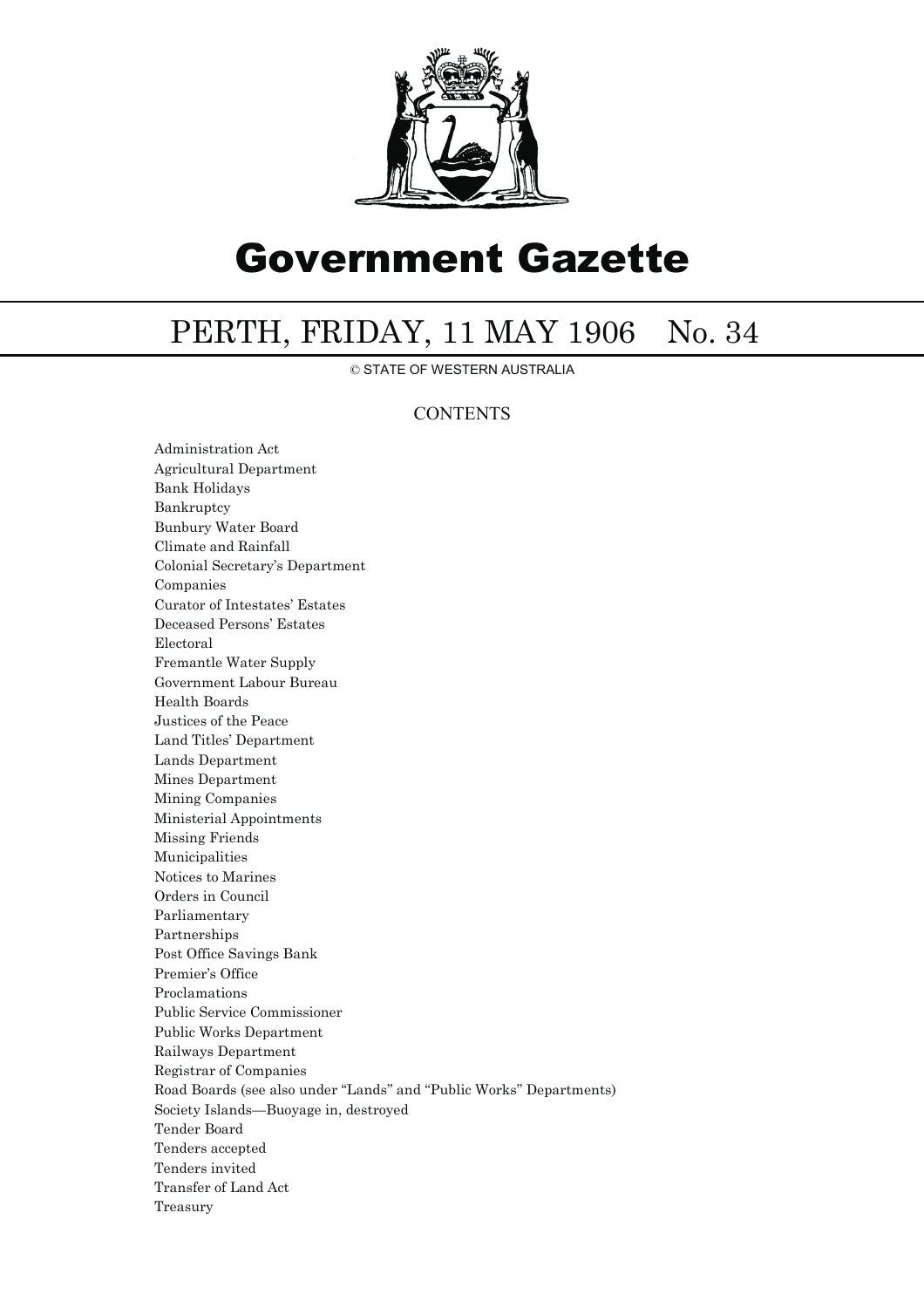# Government Gazette

## PERTH, FRIDAY, 11 MAY 1906    No. 34

© STATE OF WESTERN AUSTRALIA

### CONTENTS

Administration Act
Agricultural Department
Bank Holidays
Bankruptcy
Bunbury Water Board
Climate and Rainfall
Colonial Secretary's Department
Companies
Curator of Intestates' Estates
Deceased Persons' Estates
Electoral
Fremantle Water Supply
Government Labour Bureau
Health Boards
Justices of the Peace
Land Titles' Department
Lands Department
Mines Department
Mining Companies
Ministerial Appointments
Missing Friends
Municipalities
Notices to Marines
Orders in Council
Parliamentary
Partnerships
Post Office Savings Bank
Premier's Office
Proclamations
Public Service Commissioner
Public Works Department
Railways Department
Registrar of Companies
Road Boards (see also under "Lands" and "Public Works" Departments)
Society Islands—Buoyage in, destroyed
Tender Board
Tenders accepted
Tenders invited
Transfer of Land Act
Treasury